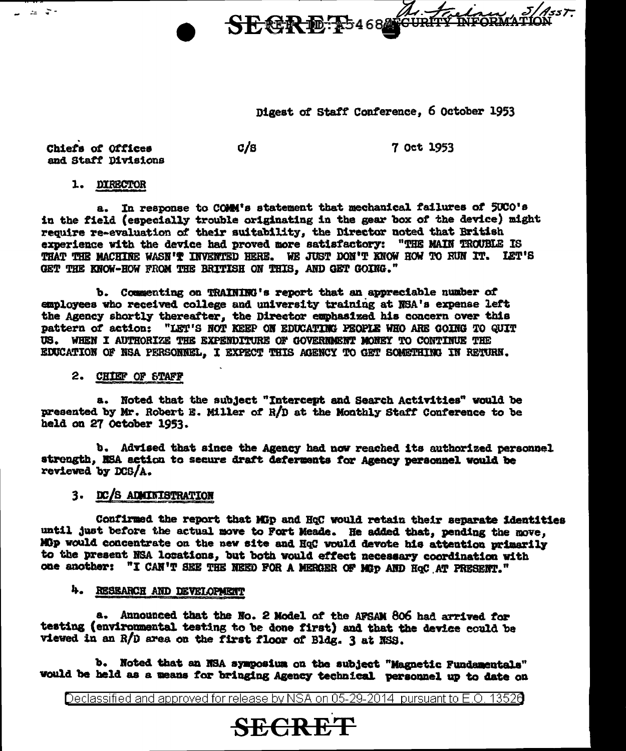SECRET REF ID:A54682 SECURITY INFORMATION

Digest of Staff Conference, 6 October 1953

Chiefs of Offices and Staff Divisions    C/S    7 Oct 1953

1. DIRECTOR

a. In response to COMM's statement that mechanical failures of 5UCO's in the field (especially trouble originating in the gear box of the device) might require re-evaluation of their suitability, the Director noted that British experience with the device had proved more satisfactory: "THE MAIN TROUBLE IS THAT THE MACHINE WASN'T INVENTED HERE. WE JUST DON'T KNOW HOW TO RUN IT. LET'S GET THE KNOW-HOW FROM THE BRITISH ON THIS, AND GET GOING."

b. Commenting on TRAINING's report that an appreciable number of employees who received college and university training at NSA's expense left the Agency shortly thereafter, the Director emphasized his concern over this pattern of action: "LET'S NOT KEEP ON EDUCATING PEOPLE WHO ARE GOING TO QUIT US. WHEN I AUTHORIZE THE EXPENDITURE OF GOVERNMENT MONEY TO CONTINUE THE EDUCATION OF NSA PERSONNEL, I EXPECT THIS AGENCY TO GET SOMETHING IN RETURN.

2. CHIEF OF STAFF

a. Noted that the subject "Intercept and Search Activities" would be presented by Mr. Robert E. Miller of R/D at the Monthly Staff Conference to be held on 27 October 1953.

b. Advised that since the Agency had now reached its authorized personnel strength, NSA action to secure draft deferments for Agency personnel would be reviewed by DCS/A.

3. DC/S ADMINISTRATION

Confirmed the report that MGp and HqC would retain their separate identities until just before the actual move to Fort Meade. He added that, pending the move, MGp would concentrate on the new site and HqC would devote his attention primarily to the present NSA locations, but both would effect necessary coordination with one another: "I CAN'T SEE THE NEED FOR A MERGER OF MGp AND HqC AT PRESENT."

4. RESEARCH AND DEVELOPMENT

a. Announced that the No. 2 Model of the AFSAM 806 had arrived for testing (environmental testing to be done first) and that the device could be viewed in an R/D area on the first floor of Bldg. 3 at NSS.

b. Noted that an NSA symposium on the subject "Magnetic Fundamentals" would be held as a means for bringing Agency technical personnel up to date on

Declassified and approved for release by NSA on 05-29-2014 pursuant to E.O. 13526

SECRET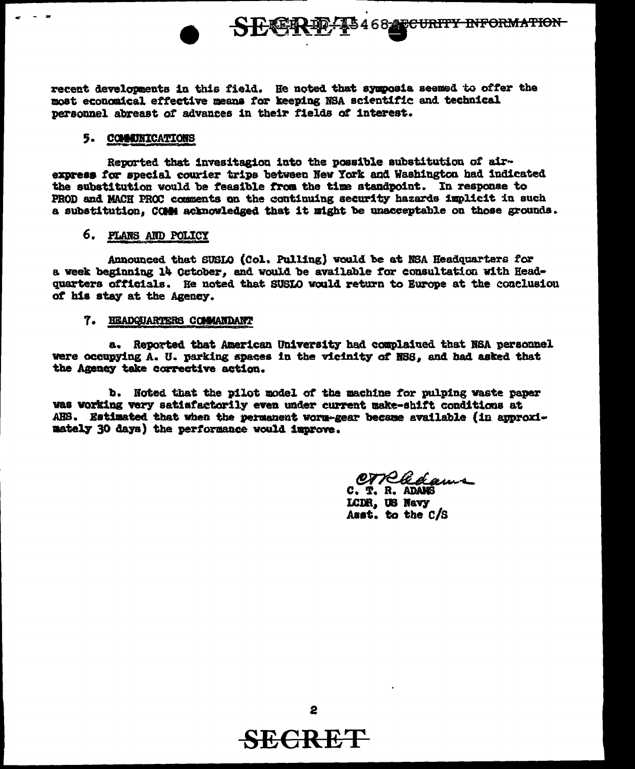SECRET REF ID:A54684 SECURITY INFORMATION

recent developments in this field. He noted that symposia seemed to offer the most economical effective means for keeping NSA scientific and technical personnel abreast of advances in their fields of interest.

5. COMMUNICATIONS

Reported that invesitagion into the possible substitution of air-express for special courier trips between New York and Washington had indicated the substitution would be feasible from the time standpoint. In response to PROD and MACH PROC comments on the continuing security hazards implicit in such a substitution, COMM acknowledged that it might be unacceptable on those grounds.

6. PLANS AND POLICY

Announced that SUSLO (Col. Pulling) would be at NSA Headquarters for a week beginning 14 October, and would be available for consultation with Headquarters officials. He noted that SUSLO would return to Europe at the conclusion of his stay at the Agency.

7. HEADQUARTERS COMMANDANT

a. Reported that American University had complained that NSA personnel were occupying A. U. parking spaces in the vicinity of NSS, and had asked that the Agency take corrective action.

b. Noted that the pilot model of the machine for pulping waste paper was working very satisfactorily even under current make-shift conditions at AHS. Estimated that when the permanent worm-gear became available (in approximately 30 days) the performance would improve.

C. T. R. Adams
C. T. R. ADAMS
LCDR, US Navy
Asst. to the C/S

SECRET